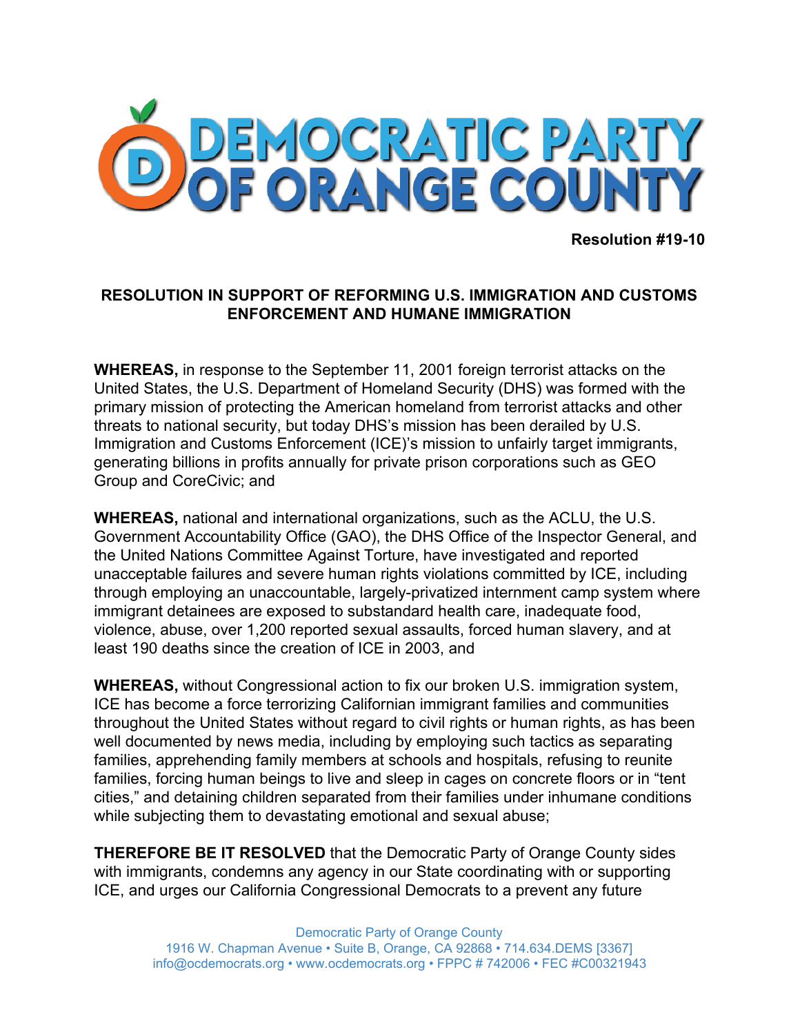# DEMOCRATIC PARTY OF ORANGE COUNTY

**Resolution #19-10**

**RESOLUTION IN SUPPORT OF REFORMING U.S. IMMIGRATION AND CUSTOMS ENFORCEMENT AND HUMANE IMMIGRATION**

**WHEREAS,** in response to the September 11, 2001 foreign terrorist attacks on the United States, the U.S. Department of Homeland Security (DHS) was formed with the primary mission of protecting the American homeland from terrorist attacks and other threats to national security, but today DHS's mission has been derailed by U.S. Immigration and Customs Enforcement (ICE)'s mission to unfairly target immigrants, generating billions in profits annually for private prison corporations such as GEO Group and CoreCivic; and

**WHEREAS,** national and international organizations, such as the ACLU, the U.S. Government Accountability Office (GAO), the DHS Office of the Inspector General, and the United Nations Committee Against Torture, have investigated and reported unacceptable failures and severe human rights violations committed by ICE, including through employing an unaccountable, largely-privatized internment camp system where immigrant detainees are exposed to substandard health care, inadequate food, violence, abuse, over 1,200 reported sexual assaults, forced human slavery, and at least 190 deaths since the creation of ICE in 2003, and

**WHEREAS,** without Congressional action to fix our broken U.S. immigration system, ICE has become a force terrorizing Californian immigrant families and communities throughout the United States without regard to civil rights or human rights, as has been well documented by news media, including by employing such tactics as separating families, apprehending family members at schools and hospitals, refusing to reunite families, forcing human beings to live and sleep in cages on concrete floors or in "tent cities," and detaining children separated from their families under inhumane conditions while subjecting them to devastating emotional and sexual abuse;

**THEREFORE BE IT RESOLVED** that the Democratic Party of Orange County sides with immigrants, condemns any agency in our State coordinating with or supporting ICE, and urges our California Congressional Democrats to a prevent any future

Democratic Party of Orange County
1916 W. Chapman Avenue • Suite B, Orange, CA 92868 • 714.634.DEMS [3367]
info@ocdemocrats.org • www.ocdemocrats.org • FPPC # 742006 • FEC #C00321943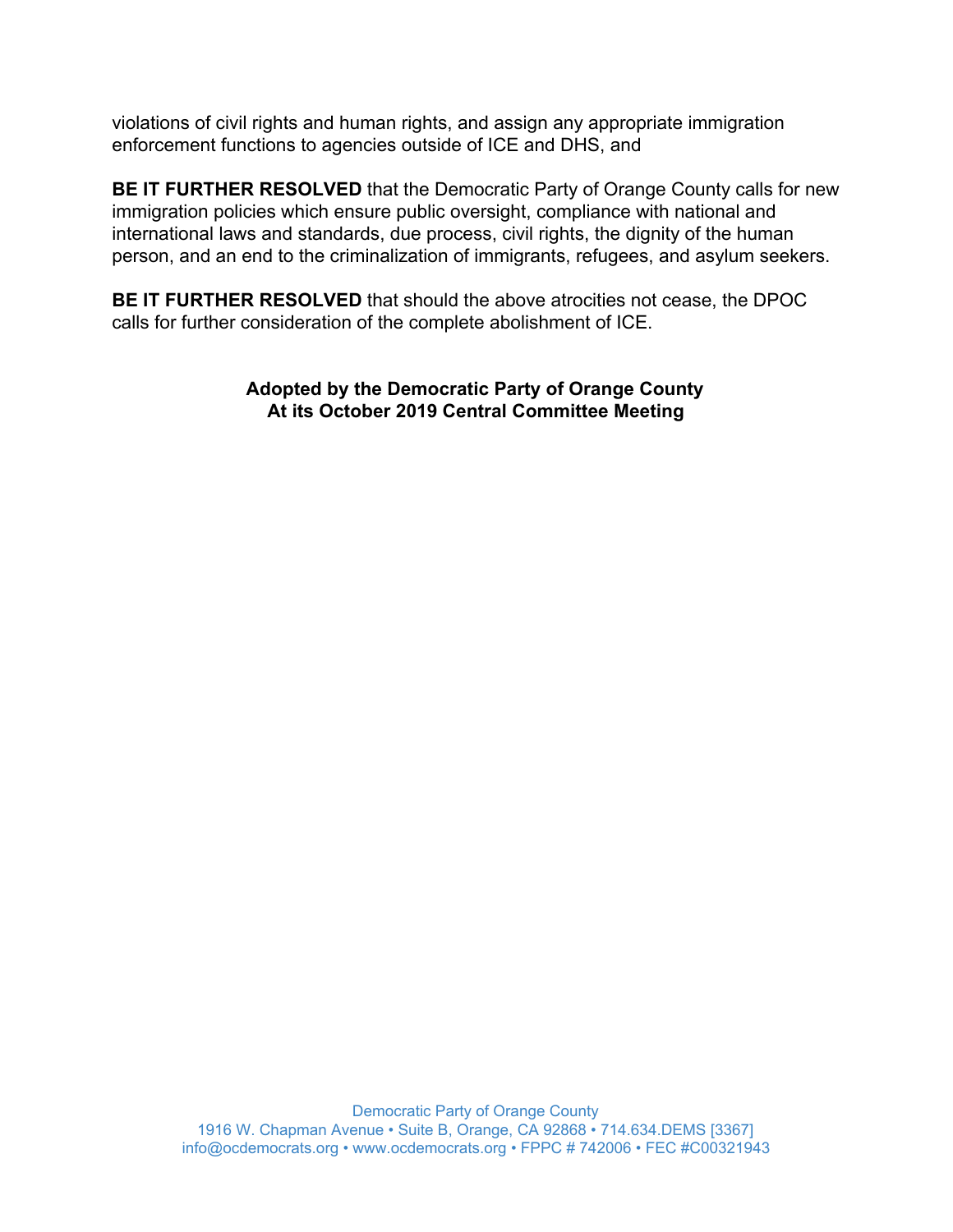violations of civil rights and human rights, and assign any appropriate immigration enforcement functions to agencies outside of ICE and DHS, and

**BE IT FURTHER RESOLVED** that the Democratic Party of Orange County calls for new immigration policies which ensure public oversight, compliance with national and international laws and standards, due process, civil rights, the dignity of the human person, and an end to the criminalization of immigrants, refugees, and asylum seekers.

**BE IT FURTHER RESOLVED** that should the above atrocities not cease, the DPOC calls for further consideration of the complete abolishment of ICE.

**Adopted by the Democratic Party of Orange County**
**At its October 2019 Central Committee Meeting**

Democratic Party of Orange County
1916 W. Chapman Avenue • Suite B, Orange, CA 92868 • 714.634.DEMS [3367]
info@ocdemocrats.org • www.ocdemocrats.org • FPPC # 742006 • FEC #C00321943